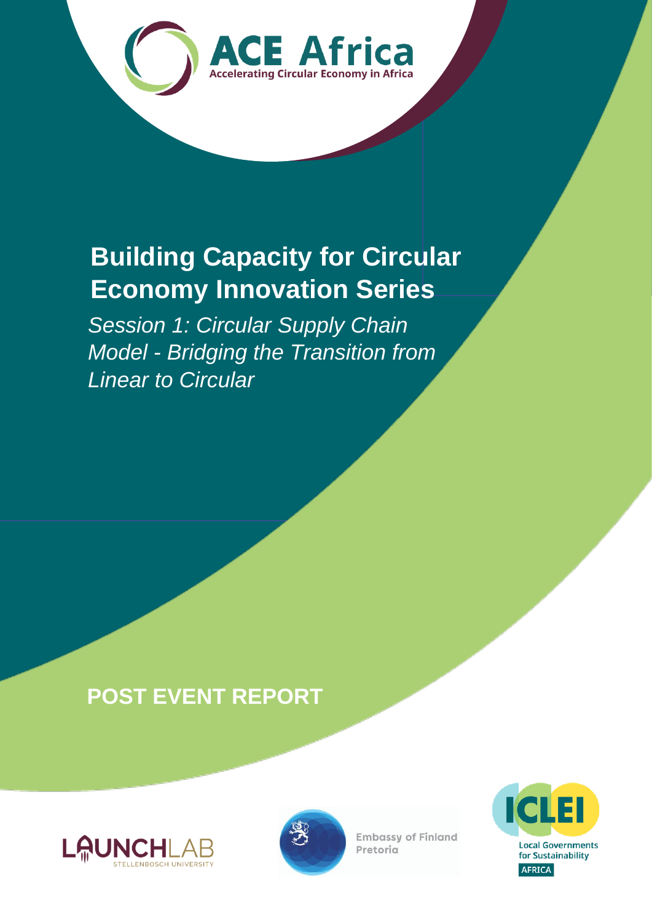ACE Africa

Accelerating Circular Economy in Africa

# Building Capacity for Circular Economy Innovation Series

*Session 1: Circular Supply Chain Model - Bridging the Transition from Linear to Circular*

## POST EVENT REPORT

LAUNCHLAB STELLENBOSCH UNIVERSITY

Embassy of Finland Pretoria

ICLEI Local Governments for Sustainability AFRICA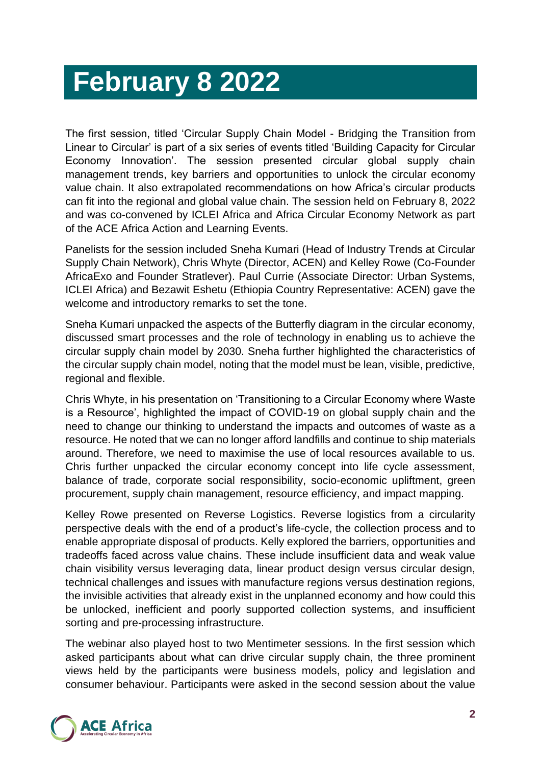# February 8 2022

The first session, titled 'Circular Supply Chain Model - Bridging the Transition from Linear to Circular' is part of a six series of events titled 'Building Capacity for Circular Economy Innovation'. The session presented circular global supply chain management trends, key barriers and opportunities to unlock the circular economy value chain. It also extrapolated recommendations on how Africa's circular products can fit into the regional and global value chain. The session held on February 8, 2022 and was co-convened by ICLEI Africa and Africa Circular Economy Network as part of the ACE Africa Action and Learning Events.

Panelists for the session included Sneha Kumari (Head of Industry Trends at Circular Supply Chain Network), Chris Whyte (Director, ACEN) and Kelley Rowe (Co-Founder AfricaExo and Founder Stratlever). Paul Currie (Associate Director: Urban Systems, ICLEI Africa) and Bezawit Eshetu (Ethiopia Country Representative: ACEN) gave the welcome and introductory remarks to set the tone.

Sneha Kumari unpacked the aspects of the Butterfly diagram in the circular economy, discussed smart processes and the role of technology in enabling us to achieve the circular supply chain model by 2030. Sneha further highlighted the characteristics of the circular supply chain model, noting that the model must be lean, visible, predictive, regional and flexible.

Chris Whyte, in his presentation on 'Transitioning to a Circular Economy where Waste is a Resource', highlighted the impact of COVID-19 on global supply chain and the need to change our thinking to understand the impacts and outcomes of waste as a resource. He noted that we can no longer afford landfills and continue to ship materials around. Therefore, we need to maximise the use of local resources available to us. Chris further unpacked the circular economy concept into life cycle assessment, balance of trade, corporate social responsibility, socio-economic upliftment, green procurement, supply chain management, resource efficiency, and impact mapping.

Kelley Rowe presented on Reverse Logistics. Reverse logistics from a circularity perspective deals with the end of a product's life-cycle, the collection process and to enable appropriate disposal of products. Kelly explored the barriers, opportunities and tradeoffs faced across value chains. These include insufficient data and weak value chain visibility versus leveraging data, linear product design versus circular design, technical challenges and issues with manufacture regions versus destination regions, the invisible activities that already exist in the unplanned economy and how could this be unlocked, inefficient and poorly supported collection systems, and insufficient sorting and pre-processing infrastructure.

The webinar also played host to two Mentimeter sessions. In the first session which asked participants about what can drive circular supply chain, the three prominent views held by the participants were business models, policy and legislation and consumer behaviour. Participants were asked in the second session about the value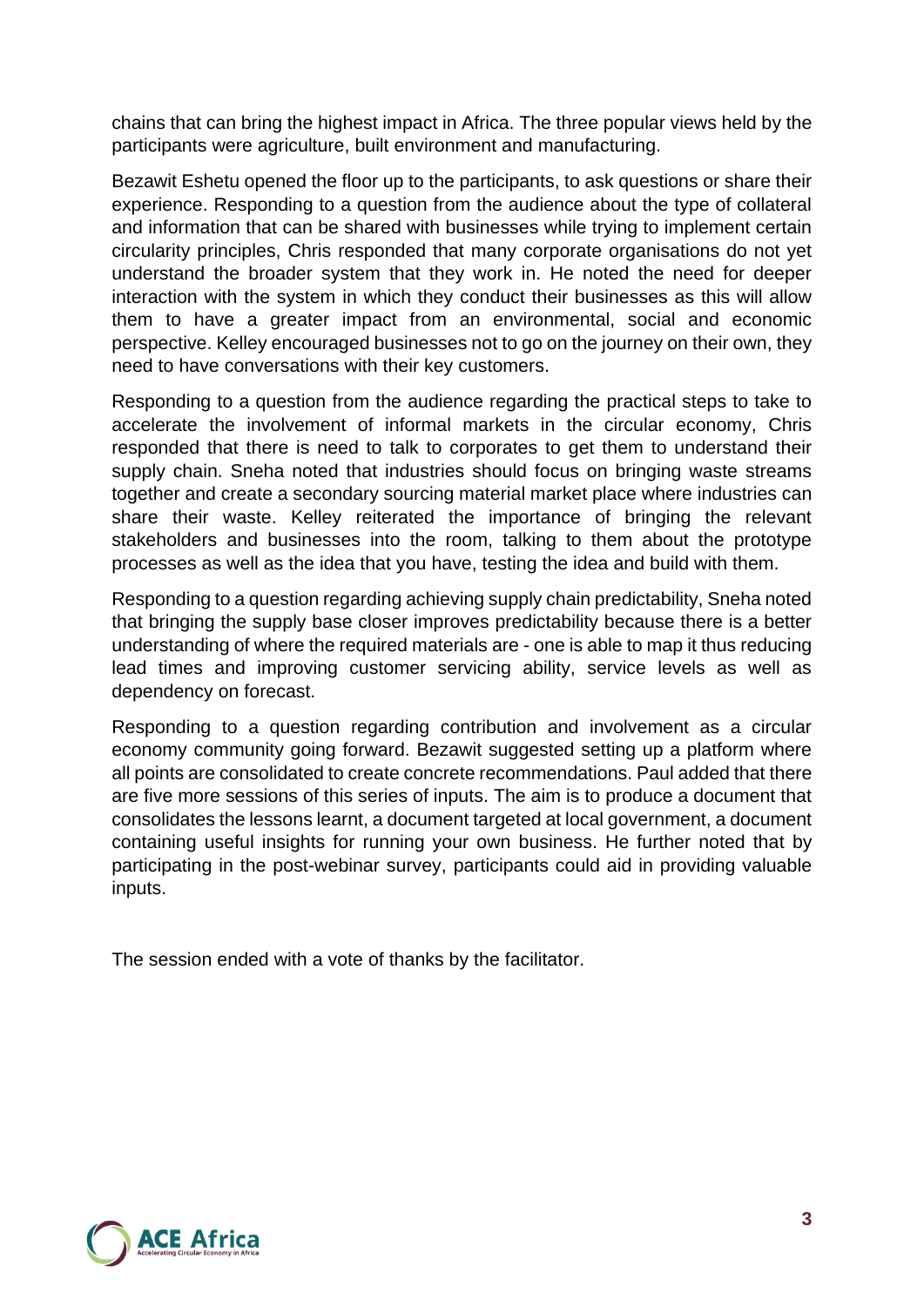chains that can bring the highest impact in Africa. The three popular views held by the participants were agriculture, built environment and manufacturing.

Bezawit Eshetu opened the floor up to the participants, to ask questions or share their experience. Responding to a question from the audience about the type of collateral and information that can be shared with businesses while trying to implement certain circularity principles, Chris responded that many corporate organisations do not yet understand the broader system that they work in. He noted the need for deeper interaction with the system in which they conduct their businesses as this will allow them to have a greater impact from an environmental, social and economic perspective. Kelley encouraged businesses not to go on the journey on their own, they need to have conversations with their key customers.

Responding to a question from the audience regarding the practical steps to take to accelerate the involvement of informal markets in the circular economy, Chris responded that there is need to talk to corporates to get them to understand their supply chain. Sneha noted that industries should focus on bringing waste streams together and create a secondary sourcing material market place where industries can share their waste. Kelley reiterated the importance of bringing the relevant stakeholders and businesses into the room, talking to them about the prototype processes as well as the idea that you have, testing the idea and build with them.

Responding to a question regarding achieving supply chain predictability, Sneha noted that bringing the supply base closer improves predictability because there is a better understanding of where the required materials are - one is able to map it thus reducing lead times and improving customer servicing ability, service levels as well as dependency on forecast.

Responding to a question regarding contribution and involvement as a circular economy community going forward. Bezawit suggested setting up a platform where all points are consolidated to create concrete recommendations. Paul added that there are five more sessions of this series of inputs. The aim is to produce a document that consolidates the lessons learnt, a document targeted at local government, a document containing useful insights for running your own business. He further noted that by participating in the post-webinar survey, participants could aid in providing valuable inputs.

The session ended with a vote of thanks by the facilitator.